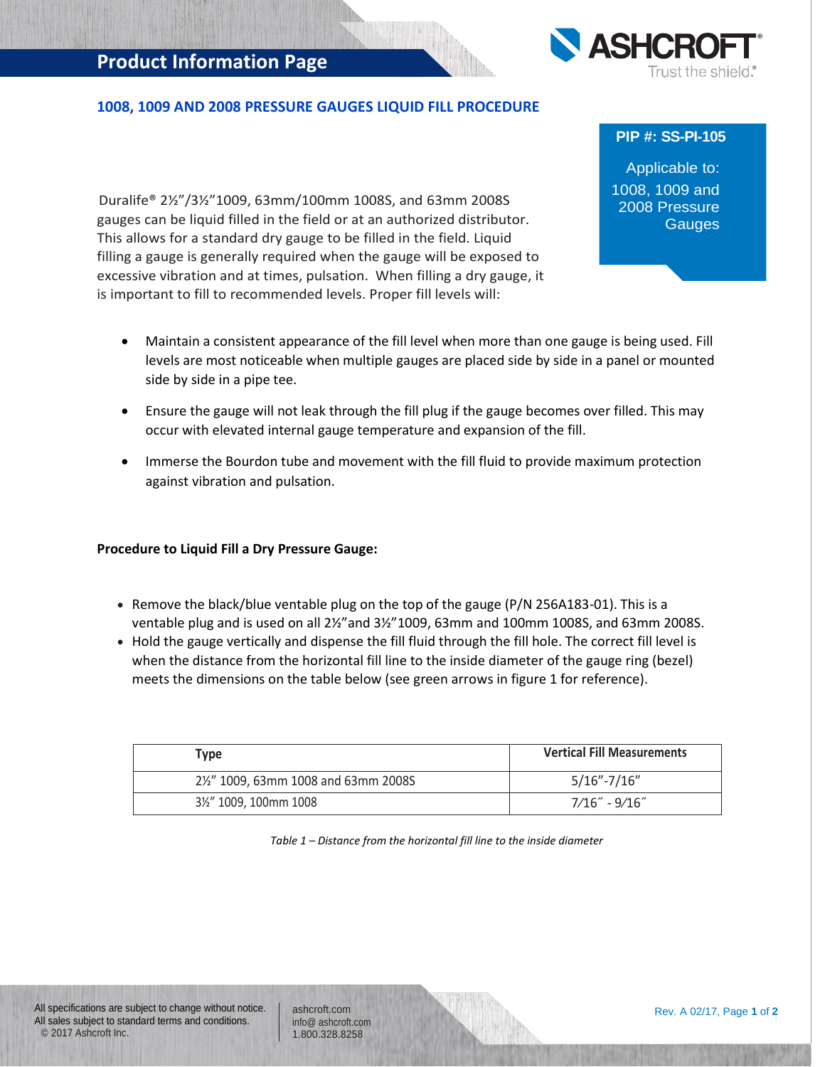# Product Information Page

## 1008, 1009 AND 2008 PRESSURE GAUGES LIQUID FILL PROCEDURE

**PIP #: SS-PI-105**

Applicable to:
1008, 1009 and 2008 Pressure Gauges

Duralife® 2½"/3½"1009, 63mm/100mm 1008S, and 63mm 2008S gauges can be liquid filled in the field or at an authorized distributor. This allows for a standard dry gauge to be filled in the field. Liquid filling a gauge is generally required when the gauge will be exposed to excessive vibration and at times, pulsation. When filling a dry gauge, it is important to fill to recommended levels. Proper fill levels will:

- Maintain a consistent appearance of the fill level when more than one gauge is being used. Fill levels are most noticeable when multiple gauges are placed side by side in a panel or mounted side by side in a pipe tee.
- Ensure the gauge will not leak through the fill plug if the gauge becomes over filled. This may occur with elevated internal gauge temperature and expansion of the fill.
- Immerse the Bourdon tube and movement with the fill fluid to provide maximum protection against vibration and pulsation.

**Procedure to Liquid Fill a Dry Pressure Gauge:**

- Remove the black/blue ventable plug on the top of the gauge (P/N 256A183-01). This is a ventable plug and is used on all 2½"and 3½"1009, 63mm and 100mm 1008S, and 63mm 2008S.
- Hold the gauge vertically and dispense the fill fluid through the fill hole. The correct fill level is when the distance from the horizontal fill line to the inside diameter of the gauge ring (bezel) meets the dimensions on the table below (see green arrows in figure 1 for reference).

| Type | Vertical Fill Measurements |
|---|---|
| 2½" 1009, 63mm 1008 and 63mm 2008S | 5/16"-7/16" |
| 3½" 1009, 100mm 1008 | 7/16˝ - 9/16˝ |

*Table 1 – Distance from the horizontal fill line to the inside diameter*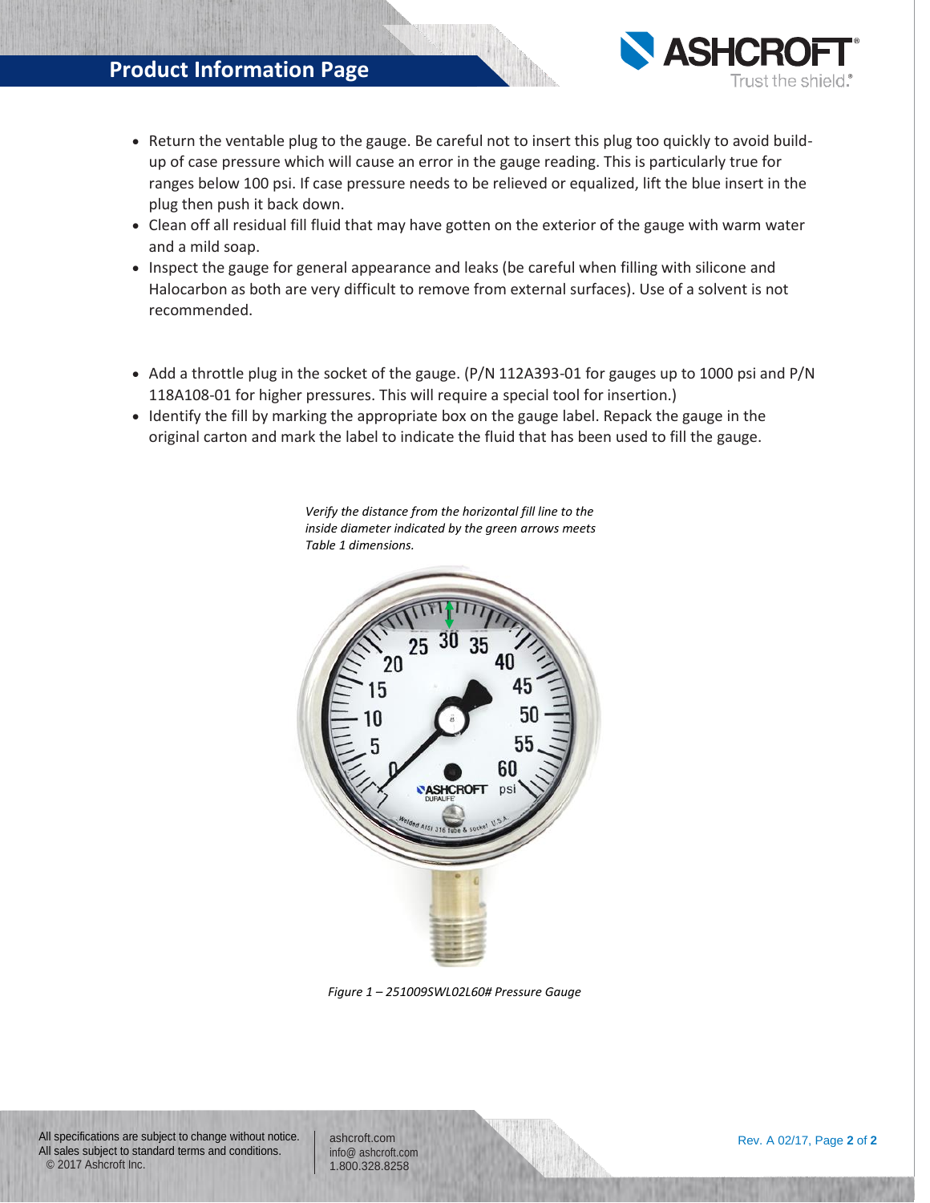- Return the ventable plug to the gauge. Be careful not to insert this plug too quickly to avoid build-up of case pressure which will cause an error in the gauge reading. This is particularly true for ranges below 100 psi. If case pressure needs to be relieved or equalized, lift the blue insert in the plug then push it back down.
- Clean off all residual fill fluid that may have gotten on the exterior of the gauge with warm water and a mild soap.
- Inspect the gauge for general appearance and leaks (be careful when filling with silicone and Halocarbon as both are very difficult to remove from external surfaces). Use of a solvent is not recommended.

- Add a throttle plug in the socket of the gauge. (P/N 112A393-01 for gauges up to 1000 psi and P/N 118A108-01 for higher pressures. This will require a special tool for insertion.)
- Identify the fill by marking the appropriate box on the gauge label. Repack the gauge in the original carton and mark the label to indicate the fluid that has been used to fill the gauge.

*Verify the distance from the horizontal fill line to the inside diameter indicated by the green arrows meets Table 1 dimensions.*

*Figure 1 – 251009SWL02L60# Pressure Gauge*